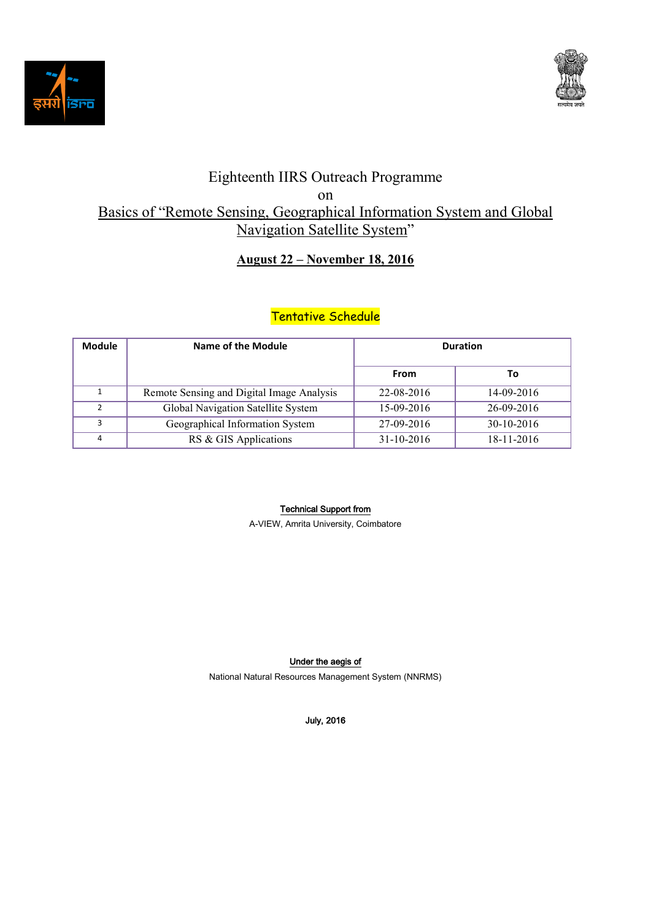# Eighteenth IIRS Outreach Programme

on

## Basics of "Remote Sensing, Geographical Information System and Global Navigation Satellite System"

**August 22 – November 18, 2016**

Tentative Schedule

| Module | Name of the Module | Duration | |
|---|---|---|---|
| | | From | To |
| 1 | Remote Sensing and Digital Image Analysis | 22-08-2016 | 14-09-2016 |
| 2 | Global Navigation Satellite System | 15-09-2016 | 26-09-2016 |
| 3 | Geographical Information System | 27-09-2016 | 30-10-2016 |
| 4 | RS & GIS Applications | 31-10-2016 | 18-11-2016 |

**Technical Support from**

A-VIEW, Amrita University, Coimbatore

**Under the aegis of**

National Natural Resources Management System (NNRMS)

**July, 2016**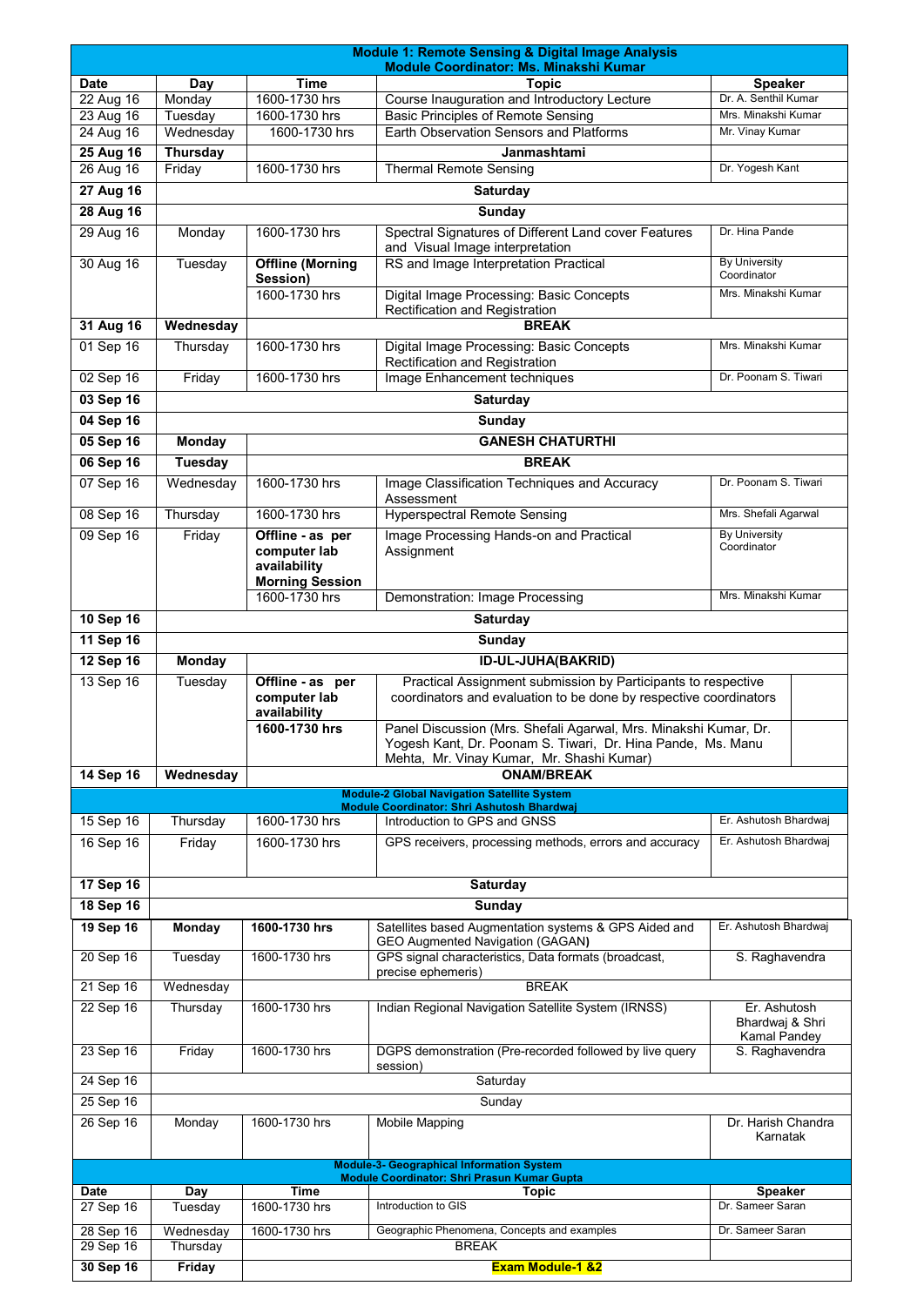| Date | Day | Time | Topic | Speaker |
|---|---|---|---|---|
| **Module 1: Remote Sensing & Digital Image Analysis Module Coordinator: Ms. Minakshi Kumar** | | | | |
| 22 Aug 16 | Monday | 1600-1730 hrs | Course Inauguration and Introductory Lecture | Dr. A. Senthil Kumar |
| 23 Aug 16 | Tuesday | 1600-1730 hrs | Basic Principles of Remote Sensing | Mrs. Minakshi Kumar |
| 24 Aug 16 | Wednesday | 1600-1730 hrs | Earth Observation Sensors and Platforms | Mr. Vinay Kumar |
| **25 Aug 16** | **Thursday** | | **Janmashtami** | |
| 26 Aug 16 | Friday | 1600-1730 hrs | Thermal Remote Sensing | Dr. Yogesh Kant |
| **27 Aug 16** | **Saturday** | | | |
| **28 Aug 16** | **Sunday** | | | |
| 29 Aug 16 | Monday | 1600-1730 hrs | Spectral Signatures of Different Land cover Features and Visual Image interpretation | Dr. Hina Pande |
| 30 Aug 16 | Tuesday | **Offline (Morning Session)** | RS and Image Interpretation Practical | By University Coordinator |
| | | 1600-1730 hrs | Digital Image Processing: Basic Concepts Rectification and Registration | Mrs. Minakshi Kumar |
| **31 Aug 16** | **Wednesday** | | **BREAK** | |
| 01 Sep 16 | Thursday | 1600-1730 hrs | Digital Image Processing: Basic Concepts Rectification and Registration | Mrs. Minakshi Kumar |
| 02 Sep 16 | Friday | 1600-1730 hrs | Image Enhancement techniques | Dr. Poonam S. Tiwari |
| **03 Sep 16** | **Saturday** | | | |
| **04 Sep 16** | **Sunday** | | | |
| **05 Sep 16** | **Monday** | | **GANESH CHATURTHI** | |
| **06 Sep 16** | **Tuesday** | | **BREAK** | |
| 07 Sep 16 | Wednesday | 1600-1730 hrs | Image Classification Techniques and Accuracy Assessment | Dr. Poonam S. Tiwari |
| 08 Sep 16 | Thursday | 1600-1730 hrs | Hyperspectral Remote Sensing | Mrs. Shefali Agarwal |
| 09 Sep 16 | Friday | **Offline - as per computer lab availability Morning Session** | Image Processing Hands-on and Practical Assignment | By University Coordinator |
| | | 1600-1730 hrs | Demonstration: Image Processing | Mrs. Minakshi Kumar |
| **10 Sep 16** | **Saturday** | | | |
| **11 Sep 16** | **Sunday** | | | |
| **12 Sep 16** | **Monday** | | **ID-UL-JUHA(BAKRID)** | |
| 13 Sep 16 | Tuesday | **Offline - as per computer lab availability** | Practical Assignment submission by Participants to respective coordinators and evaluation to be done by respective coordinators | |
| | | **1600-1730 hrs** | Panel Discussion (Mrs. Shefali Agarwal, Mrs. Minakshi Kumar, Dr. Yogesh Kant, Dr. Poonam S. Tiwari, Dr. Hina Pande, Ms. Manu Mehta, Mr. Vinay Kumar, Mr. Shashi Kumar) | |
| **14 Sep 16** | **Wednesday** | | **ONAM/BREAK** | |
| **Module-2 Global Navigation Satellite System Module Coordinator: Shri Ashutosh Bhardwaj** | | | | |
| 15 Sep 16 | Thursday | 1600-1730 hrs | Introduction to GPS and GNSS | Er. Ashutosh Bhardwaj |
| 16 Sep 16 | Friday | 1600-1730 hrs | GPS receivers, processing methods, errors and accuracy | Er. Ashutosh Bhardwaj |
| **17 Sep 16** | **Saturday** | | | |
| **18 Sep 16** | **Sunday** | | | |
| **19 Sep 16** | **Monday** | **1600-1730 hrs** | Satellites based Augmentation systems & GPS Aided and GEO Augmented Navigation (GAGAN) | Er. Ashutosh Bhardwaj |
| 20 Sep 16 | Tuesday | 1600-1730 hrs | GPS signal characteristics, Data formats (broadcast, precise ephemeris) | S. Raghavendra |
| 21 Sep 16 | Wednesday | | BREAK | |
| 22 Sep 16 | Thursday | 1600-1730 hrs | Indian Regional Navigation Satellite System (IRNSS) | Er. Ashutosh Bhardwaj & Shri Kamal Pandey |
| 23 Sep 16 | Friday | 1600-1730 hrs | DGPS demonstration (Pre-recorded followed by live query session) | S. Raghavendra |
| 24 Sep 16 | Saturday | | | |
| 25 Sep 16 | Sunday | | | |
| 26 Sep 16 | Monday | 1600-1730 hrs | Mobile Mapping | Dr. Harish Chandra Karnatak |
| **Module-3- Geographical Information System Module Coordinator: Shri Prasun Kumar Gupta** | | | | |
| **Date** | **Day** | **Time** | **Topic** | **Speaker** |
| 27 Sep 16 | Tuesday | 1600-1730 hrs | Introduction to GIS | Dr. Sameer Saran |
| 28 Sep 16 | Wednesday | 1600-1730 hrs | Geographic Phenomena, Concepts and examples | Dr. Sameer Saran |
| 29 Sep 16 | Thursday | | BREAK | |
| **30 Sep 16** | **Friday** | | **Exam Module-1 &2** | |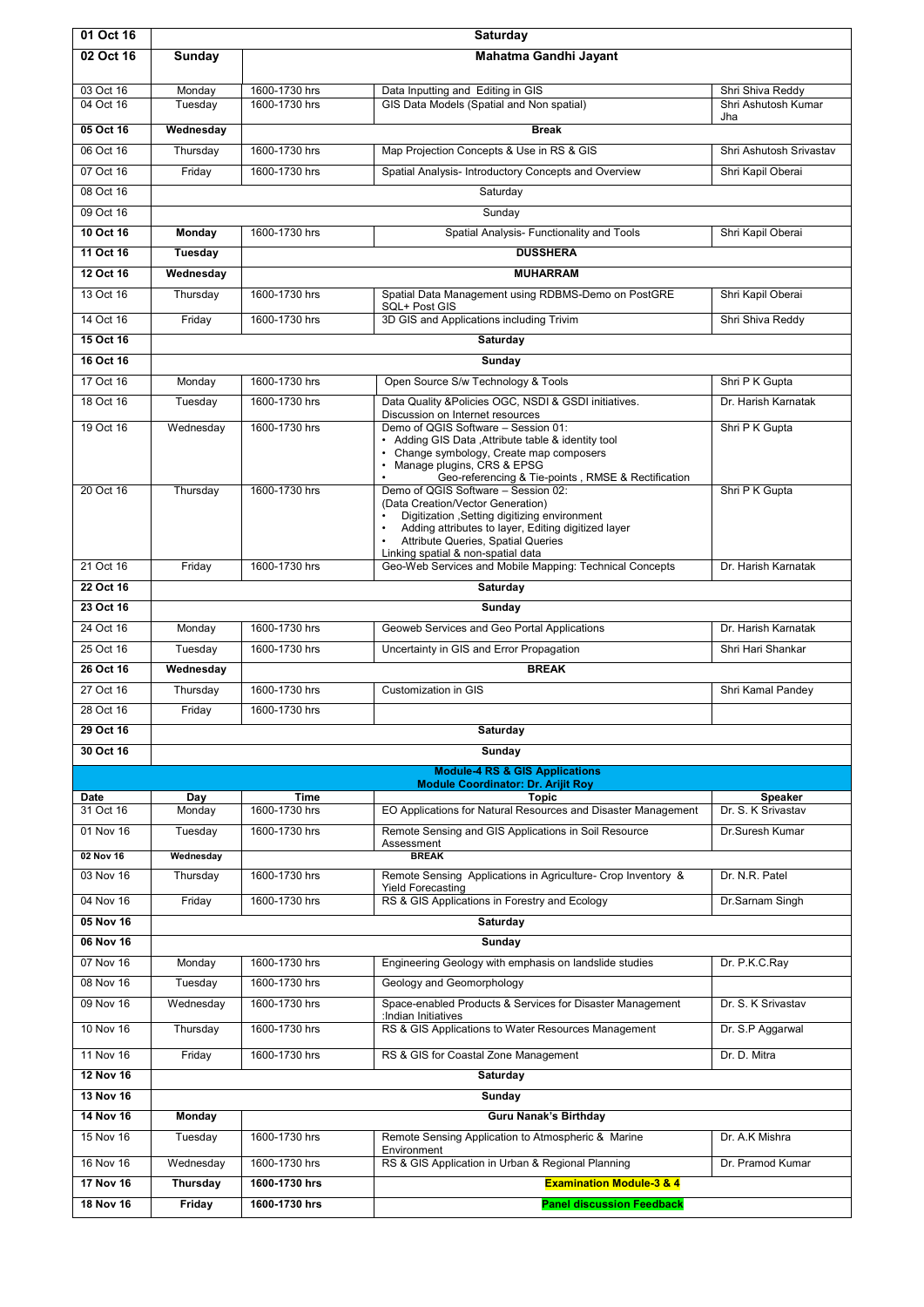| | | | | |
|---|---|---|---|---|
| **01 Oct 16** | **Saturday** | | | |
| **02 Oct 16** | **Sunday** | **Mahatma Gandhi Jayant** | | |
| 03 Oct 16 | Monday | 1600-1730 hrs | Data Inputting and Editing in GIS | Shri Shiva Reddy |
| 04 Oct 16 | Tuesday | 1600-1730 hrs | GIS Data Models (Spatial and Non spatial) | Shri Ashutosh Kumar Jha |
| **05 Oct 16** | **Wednesday** | **Break** | | |
| 06 Oct 16 | Thursday | 1600-1730 hrs | Map Projection Concepts & Use in RS & GIS | Shri Ashutosh Srivastav |
| 07 Oct 16 | Friday | 1600-1730 hrs | Spatial Analysis- Introductory Concepts and Overview | Shri Kapil Oberai |
| 08 Oct 16 | Saturday | | | |
| 09 Oct 16 | Sunday | | | |
| **10 Oct 16** | **Monday** | 1600-1730 hrs | Spatial Analysis- Functionality and Tools | Shri Kapil Oberai |
| **11 Oct 16** | **Tuesday** | **DUSSHERA** | | |
| **12 Oct 16** | **Wednesday** | **MUHARRAM** | | |
| 13 Oct 16 | Thursday | 1600-1730 hrs | Spatial Data Management using RDBMS-Demo on PostGRE SQL+ Post GIS | Shri Kapil Oberai |
| 14 Oct 16 | Friday | 1600-1730 hrs | 3D GIS and Applications including Trivim | Shri Shiva Reddy |
| **15 Oct 16** | **Saturday** | | | |
| **16 Oct 16** | **Sunday** | | | |
| 17 Oct 16 | Monday | 1600-1730 hrs | Open Source S/w Technology & Tools | Shri P K Gupta |
| 18 Oct 16 | Tuesday | 1600-1730 hrs | Data Quality &Policies OGC, NSDI & GSDI initiatives. Discussion on Internet resources | Dr. Harish Karnatak |
| 19 Oct 16 | Wednesday | 1600-1730 hrs | Demo of QGIS Software – Session 01:<br>• Adding GIS Data ,Attribute table & identity tool<br>• Change symbology, Create map composers<br>• Manage plugins, CRS & EPSG<br>• Geo-referencing & Tie-points , RMSE & Rectification | Shri P K Gupta |
| 20 Oct 16 | Thursday | 1600-1730 hrs | Demo of QGIS Software – Session 02:<br>(Data Creation/Vector Generation)<br>• Digitization ,Setting digitizing environment<br>• Adding attributes to layer, Editing digitized layer<br>• Attribute Queries, Spatial Queries<br>Linking spatial & non-spatial data | Shri P K Gupta |
| 21 Oct 16 | Friday | 1600-1730 hrs | Geo-Web Services and Mobile Mapping: Technical Concepts | Dr. Harish Karnatak |
| **22 Oct 16** | **Saturday** | | | |
| **23 Oct 16** | **Sunday** | | | |
| 24 Oct 16 | Monday | 1600-1730 hrs | Geoweb Services and Geo Portal Applications | Dr. Harish Karnatak |
| 25 Oct 16 | Tuesday | 1600-1730 hrs | Uncertainty in GIS and Error Propagation | Shri Hari Shankar |
| **26 Oct 16** | **Wednesday** | **BREAK** | | |
| 27 Oct 16 | Thursday | 1600-1730 hrs | Customization in GIS | Shri Kamal Pandey |
| 28 Oct 16 | Friday | 1600-1730 hrs | | |
| **29 Oct 16** | **Saturday** | | | |
| **30 Oct 16** | **Sunday** | | | |
| **Module-4 RS & GIS Applications<br>Module Coordinator: Dr. Arijit Roy** | | | | |
| **Date** | **Day** | **Time** | **Topic** | **Speaker** |
| 31 Oct 16 | Monday | 1600-1730 hrs | EO Applications for Natural Resources and Disaster Management | Dr. S. K Srivastav |
| 01 Nov 16 | Tuesday | 1600-1730 hrs | Remote Sensing and GIS Applications in Soil Resource Assessment | Dr.Suresh Kumar |
| **02 Nov 16** | **Wednesday** | **BREAK** | | |
| 03 Nov 16 | Thursday | 1600-1730 hrs | Remote Sensing Applications in Agriculture- Crop Inventory & Yield Forecasting | Dr. N.R. Patel |
| 04 Nov 16 | Friday | 1600-1730 hrs | RS & GIS Applications in Forestry and Ecology | Dr.Sarnam Singh |
| **05 Nov 16** | **Saturday** | | | |
| **06 Nov 16** | **Sunday** | | | |
| 07 Nov 16 | Monday | 1600-1730 hrs | Engineering Geology with emphasis on landslide studies | Dr. P.K.C.Ray |
| 08 Nov 16 | Tuesday | 1600-1730 hrs | Geology and Geomorphology | |
| 09 Nov 16 | Wednesday | 1600-1730 hrs | Space-enabled Products & Services for Disaster Management :Indian Initiatives | Dr. S. K Srivastav |
| 10 Nov 16 | Thursday | 1600-1730 hrs | RS & GIS Applications to Water Resources Management | Dr. S.P Aggarwal |
| 11 Nov 16 | Friday | 1600-1730 hrs | RS & GIS for Coastal Zone Management | Dr. D. Mitra |
| **12 Nov 16** | **Saturday** | | | |
| **13 Nov 16** | **Sunday** | | | |
| **14 Nov 16** | **Monday** | **Guru Nanak's Birthday** | | |
| 15 Nov 16 | Tuesday | 1600-1730 hrs | Remote Sensing Application to Atmospheric & Marine Environment | Dr. A.K Mishra |
| 16 Nov 16 | Wednesday | 1600-1730 hrs | RS & GIS Application in Urban & Regional Planning | Dr. Pramod Kumar |
| **17 Nov 16** | **Thursday** | **1600-1730 hrs** | **Examination Module-3 & 4** | |
| **18 Nov 16** | **Friday** | **1600-1730 hrs** | **Panel discussion Feedback** | |